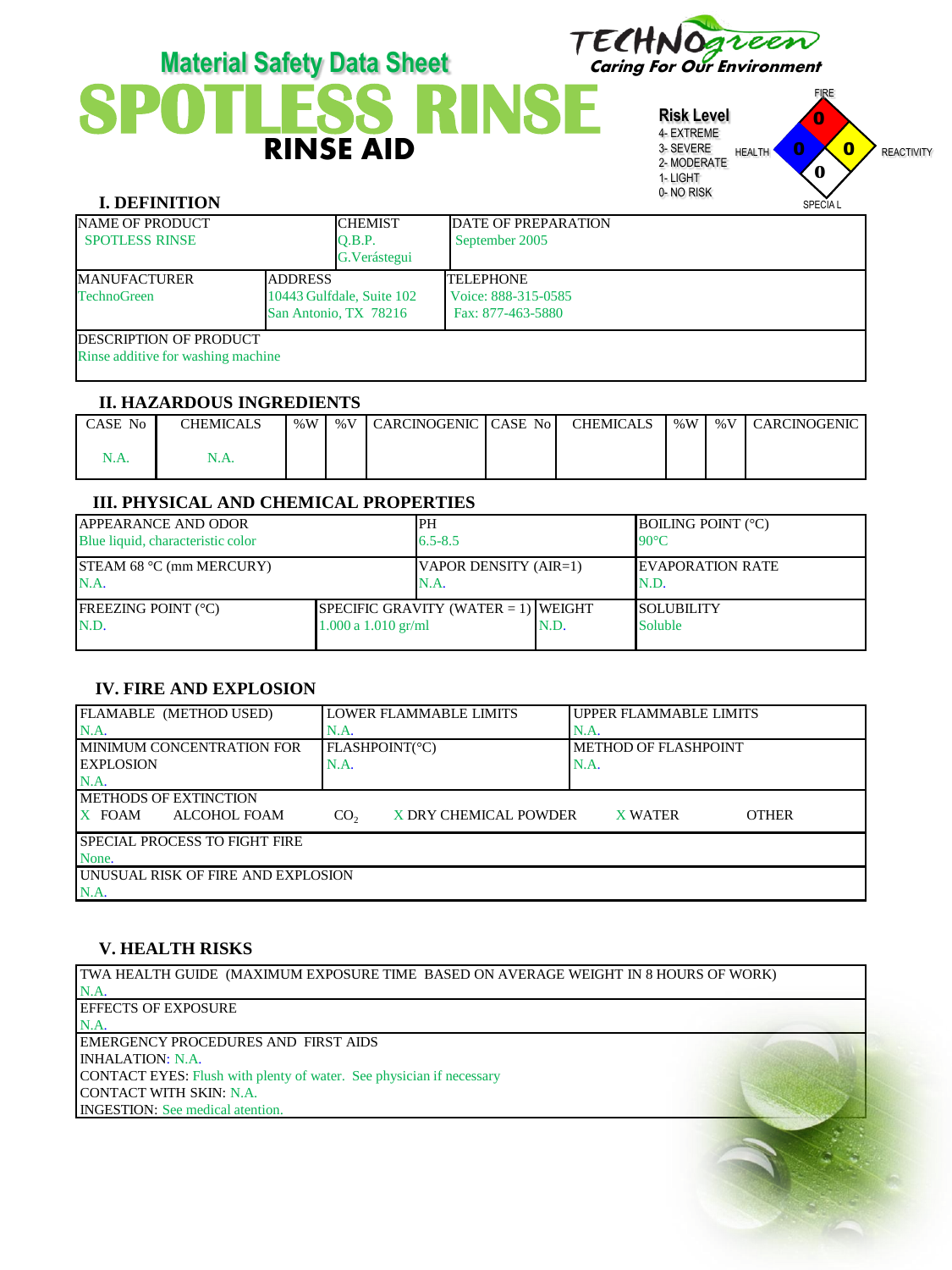TECHNOgreen
Caring For Our Environment

# Material Safety Data Sheet
# SPOTLESS RINSE
## RINSE AID

**Risk Level**
4- EXTREME
3- SEVERE
2- MODERATE
1- LIGHT
0- NO RISK

FIRE: 0
HEALTH: 0
REACTIVITY: 0
SPECIAL: 0

## I. DEFINITION

| NAME OF PRODUCT | CHEMIST | DATE OF PREPARATION |
|---|---|---|
| SPOTLESS RINSE | Q.B.P. G.Verástegui | September 2005 |

| MANUFACTURER | ADDRESS | TELEPHONE |
|---|---|---|
| TechnoGreen | 10443 Gulfdale, Suite 102 San Antonio, TX 78216 | Voice: 888-315-0585 Fax: 877-463-5880 |

DESCRIPTION OF PRODUCT
Rinse additive for washing machine

## II. HAZARDOUS INGREDIENTS

| CASE No | CHEMICALS | %W | %V | CARCINOGENIC | CASE No | CHEMICALS | %W | %V | CARCINOGENIC |
|---|---|---|---|---|---|---|---|---|---|
| N.A. | N.A. | | | | | | | | |

## III. PHYSICAL AND CHEMICAL PROPERTIES

| APPEARANCE AND ODOR | PH | BOILING POINT (°C) |
|---|---|---|
| Blue liquid, characteristic color | 6.5-8.5 | 90°C |
| STEAM 68 °C (mm MERCURY) N.A. | VAPOR DENSITY (AIR=1) N.A. | EVAPORATION RATE N.D. |

| FREEZING POINT (°C) | SPECIFIC GRAVITY (WATER = 1) | WEIGHT | SOLUBILITY |
|---|---|---|---|
| N.D. | 1.000 a 1.010 gr/ml | N.D. | Soluble |

## IV. FIRE AND EXPLOSION

| FLAMABLE (METHOD USED) | LOWER FLAMMABLE LIMITS | UPPER FLAMMABLE LIMITS |
|---|---|---|
| N.A. | N.A. | N.A. |
| MINIMUM CONCENTRATION FOR EXPLOSION N.A. | FLASHPOINT(°C) N.A. | METHOD OF FLASHPOINT N.A. |

METHODS OF EXTINCTION
X FOAM ALCOHOL FOAM $CO_2$ X DRY CHEMICAL POWDER X WATER OTHER

SPECIAL PROCESS TO FIGHT FIRE
None.

UNUSUAL RISK OF FIRE AND EXPLOSION
N.A.

## V. HEALTH RISKS

TWA HEALTH GUIDE (MAXIMUM EXPOSURE TIME BASED ON AVERAGE WEIGHT IN 8 HOURS OF WORK)
N.A.

EFFECTS OF EXPOSURE
N.A.

EMERGENCY PROCEDURES AND FIRST AIDS
INHALATION: N.A.
CONTACT EYES: Flush with plenty of water. See physician if necessary
CONTACT WITH SKIN: N.A.
INGESTION: See medical atention.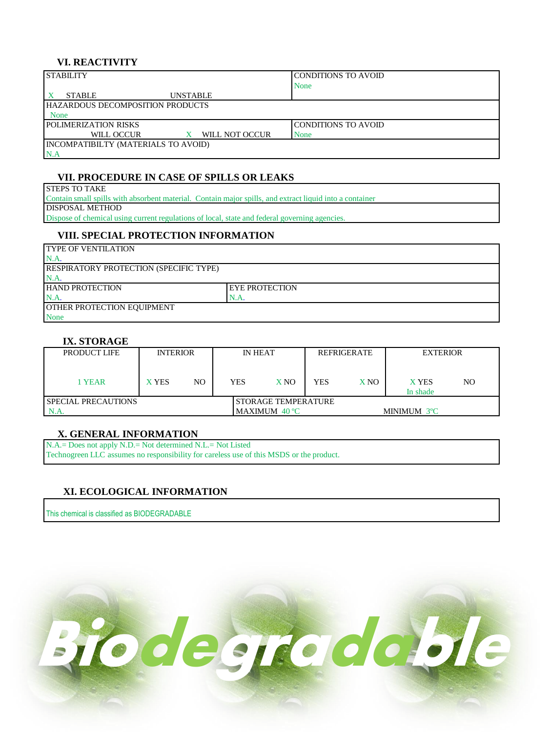## VI. REACTIVITY

| | |
|---|---|
| STABILITY<br>X STABLE UNSTABLE | CONDITIONS TO AVOID<br>None |
| HAZARDOUS DECOMPOSITION PRODUCTS<br>None | |
| POLIMERIZATION RISKS<br>WILL OCCUR X WILL NOT OCCUR | CONDITIONS TO AVOID<br>None |
| INCOMPATIBILTY (MATERIALS TO AVOID)<br>N.A | |

## VII. PROCEDURE IN CASE OF SPILLS OR LEAKS

| |
|---|
| STEPS TO TAKE<br>Contain small spills with absorbent material. Contain major spills, and extract liquid into a container |
| DISPOSAL METHOD<br>Dispose of chemical using current regulations of local, state and federal governing agencies. |

## VIII. SPECIAL PROTECTION INFORMATION

| | |
|---|---|
| TYPE OF VENTILATION<br>N.A. | |
| RESPIRATORY PROTECTION (SPECIFIC TYPE)<br>N.A. | |
| HAND PROTECTION<br>N.A. | EYE PROTECTION<br>N.A. |
| OTHER PROTECTION EQUIPMENT<br>None | |

## IX. STORAGE

| PRODUCT LIFE | INTERIOR | | IN HEAT | | REFRIGERATE | | EXTERIOR | |
|---|---|---|---|---|---|---|---|---|
| 1 YEAR | X YES | NO | YES | X NO | YES | X NO | X YES<br>In shade | NO |
| SPECIAL PRECAUTIONS<br>N.A. | | | STORAGE TEMPERATURE<br>MAXIMUM 40 ºC | | | | MINIMUM 3ºC | |

## X. GENERAL INFORMATION

N.A.= Does not apply N.D.= Not determined N.L.= Not Listed
Technogreen LLC assumes no responsibility for careless use of this MSDS or the product.

## XI. ECOLOGICAL INFORMATION

This chemical is classified as BIODEGRADABLE

Biodegradable